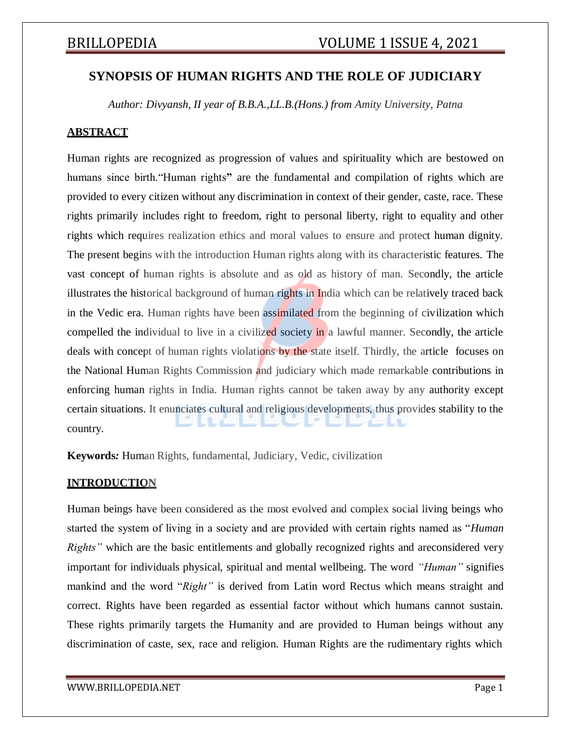# SYNOPSIS OF HUMAN RIGHTS AND THE ROLE OF JUDICIARY

*Author: Divyansh, II year of B.B.A.,LL.B.(Hons.) from Amity University, Patna*

## ABSTRACT

Human rights are recognized as progression of values and spirituality which are bestowed on humans since birth."Human rights**"** are the fundamental and compilation of rights which are provided to every citizen without any discrimination in context of their gender, caste, race. These rights primarily includes right to freedom, right to personal liberty, right to equality and other rights which requires realization ethics and moral values to ensure and protect human dignity. The present begins with the introduction Human rights along with its characteristic features. The vast concept of human rights is absolute and as old as history of man. Secondly, the article illustrates the historical background of human rights in India which can be relatively traced back in the Vedic era. Human rights have been assimilated from the beginning of civilization which compelled the individual to live in a civilized society in a lawful manner. Secondly, the article deals with concept of human rights violations by the state itself. Thirdly, the article focuses on the National Human Rights Commission and judiciary which made remarkable contributions in enforcing human rights in India. Human rights cannot be taken away by any authority except certain situations. It enunciates cultural and religious developments, thus provides stability to the country.

**Keywords:** Human Rights, fundamental, Judiciary, Vedic, civilization

## INTRODUCTION

Human beings have been considered as the most evolved and complex social living beings who started the system of living in a society and are provided with certain rights named as "*Human Rights"* which are the basic entitlements and globally recognized rights and areconsidered very important for individuals physical, spiritual and mental wellbeing. The word *"Human"* signifies mankind and the word "*Right"* is derived from Latin word Rectus which means straight and correct. Rights have been regarded as essential factor without which humans cannot sustain. These rights primarily targets the Humanity and are provided to Human beings without any discrimination of caste, sex, race and religion. Human Rights are the rudimentary rights which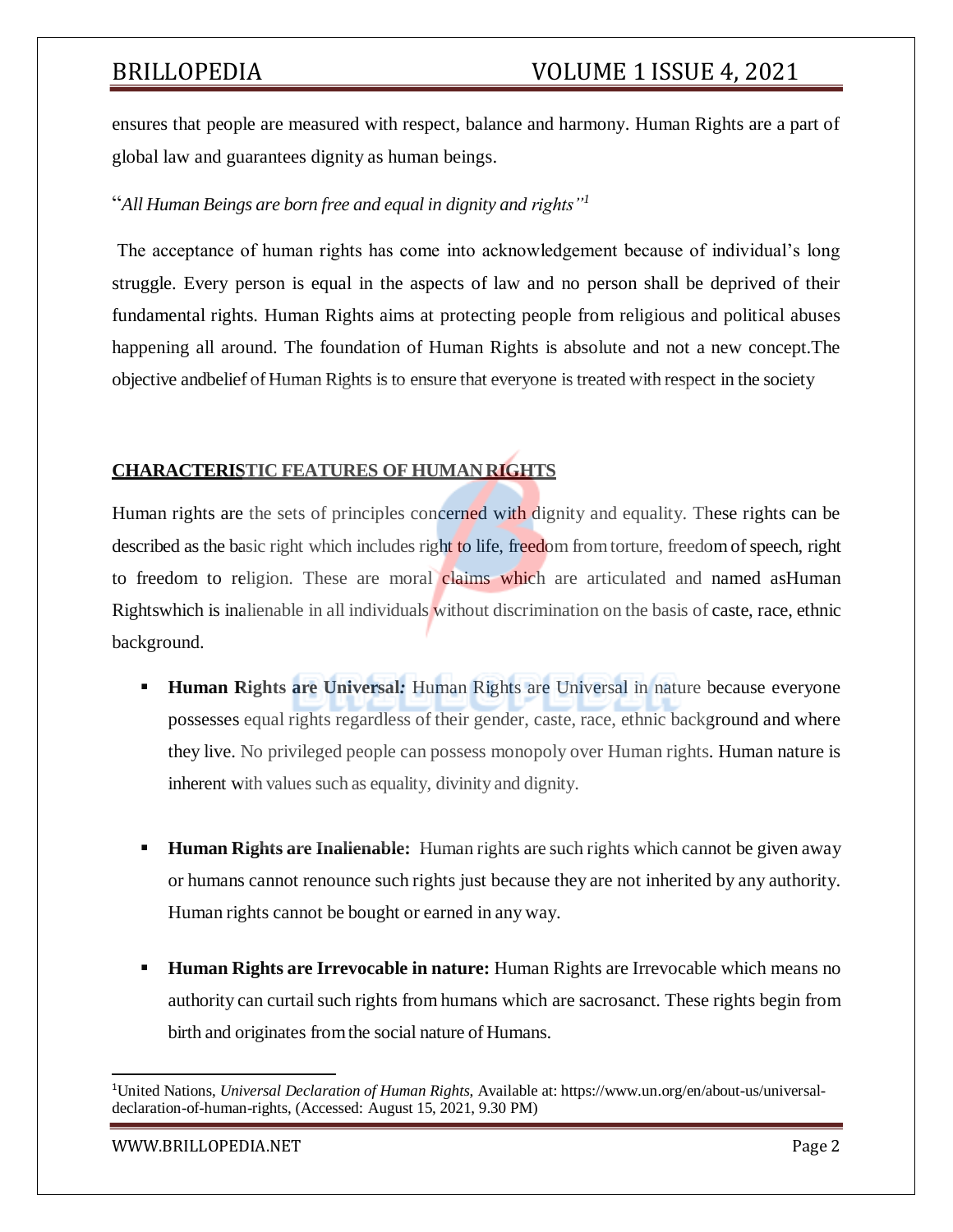ensures that people are measured with respect, balance and harmony. Human Rights are a part of global law and guarantees dignity as human beings.

"*All Human Beings are born free and equal in dignity and rights"*[1]

The acceptance of human rights has come into acknowledgement because of individual's long struggle. Every person is equal in the aspects of law and no person shall be deprived of their fundamental rights. Human Rights aims at protecting people from religious and political abuses happening all around. The foundation of Human Rights is absolute and not a new concept.The objective andbelief of Human Rights is to ensure that everyone is treated with respect in the society

## CHARACTERISTIC FEATURES OF HUMAN RIGHTS

Human rights are the sets of principles concerned with dignity and equality. These rights can be described as the basic right which includes right to life, freedom from torture, freedom of speech, right to freedom to religion. These are moral claims which are articulated and named asHuman Rightswhich is inalienable in all individuals without discrimination on the basis of caste, race, ethnic background.

- **Human Rights are Universal:** Human Rights are Universal in nature because everyone possesses equal rights regardless of their gender, caste, race, ethnic background and where they live. No privileged people can possess monopoly over Human rights. Human nature is inherent with values such as equality, divinity and dignity.

- **Human Rights are Inalienable:** Human rights are such rights which cannot be given away or humans cannot renounce such rights just because they are not inherited by any authority. Human rights cannot be bought or earned in any way.

- **Human Rights are Irrevocable in nature:** Human Rights are Irrevocable which means no authority can curtail such rights from humans which are sacrosanct. These rights begin from birth and originates from the social nature of Humans.

---

[1] United Nations, *Universal Declaration of Human Rights,* Available at: https://www.un.org/en/about-us/universal-declaration-of-human-rights, (Accessed: August 15, 2021, 9.30 PM)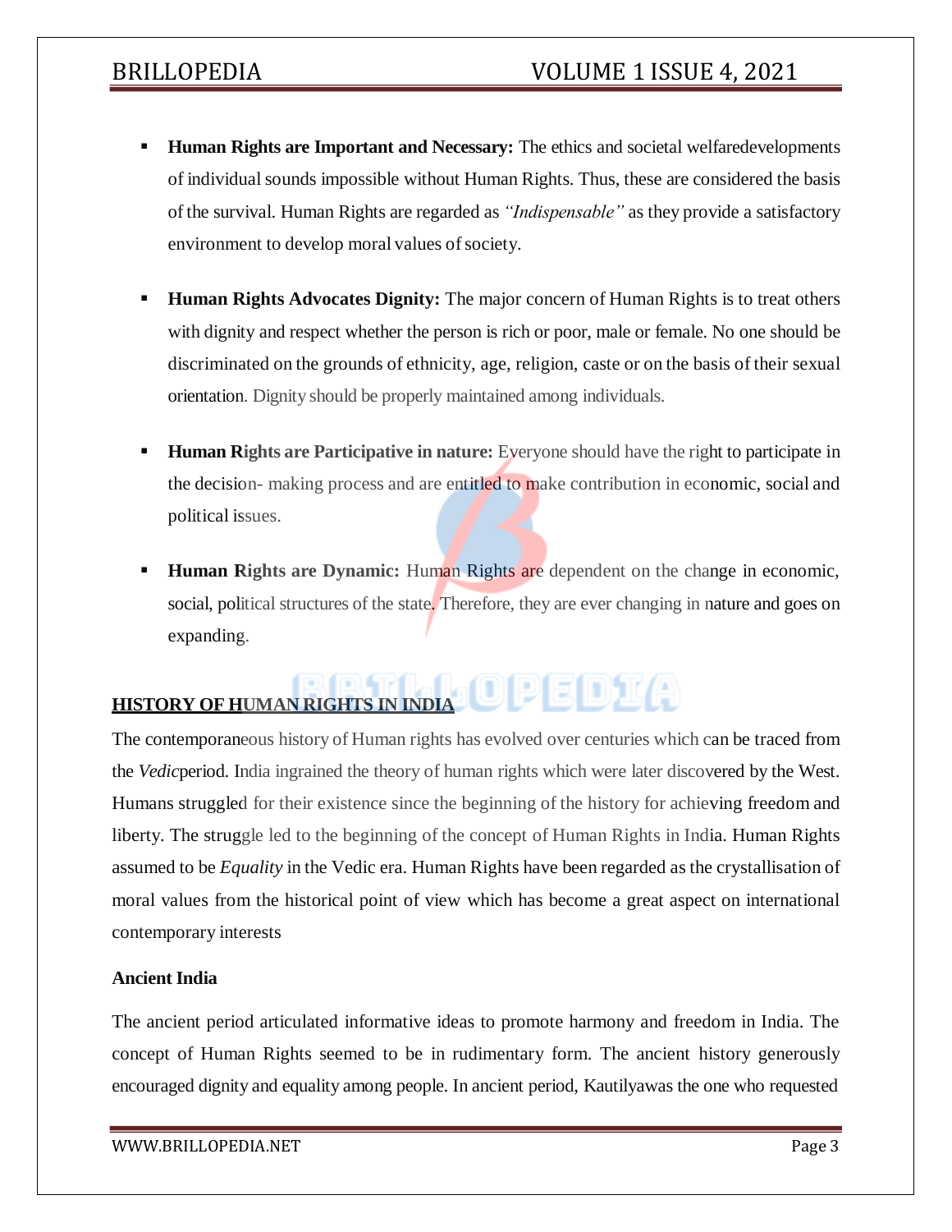- **Human Rights are Important and Necessary:** The ethics and societal welfaredevelopments of individual sounds impossible without Human Rights. Thus, these are considered the basis of the survival. Human Rights are regarded as *"Indispensable"* as they provide a satisfactory environment to develop moral values of society.

- **Human Rights Advocates Dignity:** The major concern of Human Rights is to treat others with dignity and respect whether the person is rich or poor, male or female. No one should be discriminated on the grounds of ethnicity, age, religion, caste or on the basis of their sexual orientation. Dignity should be properly maintained among individuals.

- **Human Rights are Participative in nature:** Everyone should have the right to participate in the decision- making process and are entitled to make contribution in economic, social and political issues.

- **Human Rights are Dynamic:** Human Rights are dependent on the change in economic, social, political structures of the state. Therefore, they are ever changing in nature and goes on expanding.

## HISTORY OF HUMAN RIGHTS IN INDIA

The contemporaneous history of Human rights has evolved over centuries which can be traced from the *Vedic*period. India ingrained the theory of human rights which were later discovered by the West. Humans struggled for their existence since the beginning of the history for achieving freedom and liberty. The struggle led to the beginning of the concept of Human Rights in India. Human Rights assumed to be *Equality* in the Vedic era. Human Rights have been regarded as the crystallisation of moral values from the historical point of view which has become a great aspect on international contemporary interests

### Ancient India

The ancient period articulated informative ideas to promote harmony and freedom in India. The concept of Human Rights seemed to be in rudimentary form. The ancient history generously encouraged dignity and equality among people. In ancient period, Kautilyawas the one who requested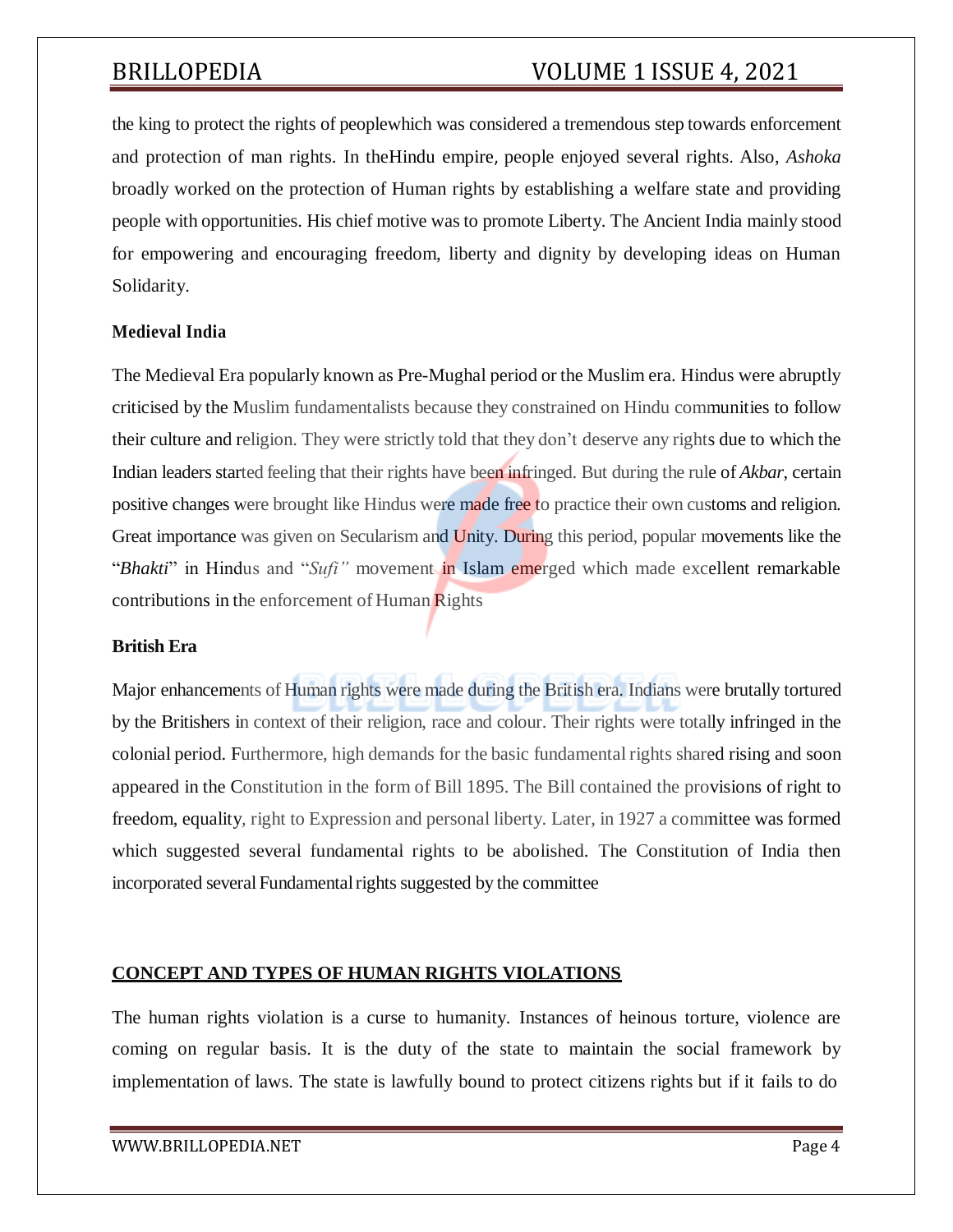the king to protect the rights of peoplewhich was considered a tremendous step towards enforcement and protection of man rights. In theHindu empire, people enjoyed several rights. Also, *Ashoka* broadly worked on the protection of Human rights by establishing a welfare state and providing people with opportunities. His chief motive was to promote Liberty. The Ancient India mainly stood for empowering and encouraging freedom, liberty and dignity by developing ideas on Human Solidarity.

**Medieval India**

The Medieval Era popularly known as Pre-Mughal period or the Muslim era. Hindus were abruptly criticised by the Muslim fundamentalists because they constrained on Hindu communities to follow their culture and religion. They were strictly told that they don't deserve any rights due to which the Indian leaders started feeling that their rights have been infringed. But during the rule of *Akbar*, certain positive changes were brought like Hindus were made free to practice their own customs and religion. Great importance was given on Secularism and Unity. During this period, popular movements like the "*Bhakti*" in Hindus and "*Sufi"* movement in Islam emerged which made excellent remarkable contributions in the enforcement of Human Rights

**British Era**

Major enhancements of Human rights were made during the British era. Indians were brutally tortured by the Britishers in context of their religion, race and colour. Their rights were totally infringed in the colonial period. Furthermore, high demands for the basic fundamental rights shared rising and soon appeared in the Constitution in the form of Bill 1895. The Bill contained the provisions of right to freedom, equality, right to Expression and personal liberty. Later, in 1927 a committee was formed which suggested several fundamental rights to be abolished. The Constitution of India then incorporated several Fundamental rights suggested by the committee

## CONCEPT AND TYPES OF HUMAN RIGHTS VIOLATIONS

The human rights violation is a curse to humanity. Instances of heinous torture, violence are coming on regular basis. It is the duty of the state to maintain the social framework by implementation of laws. The state is lawfully bound to protect citizens rights but if it fails to do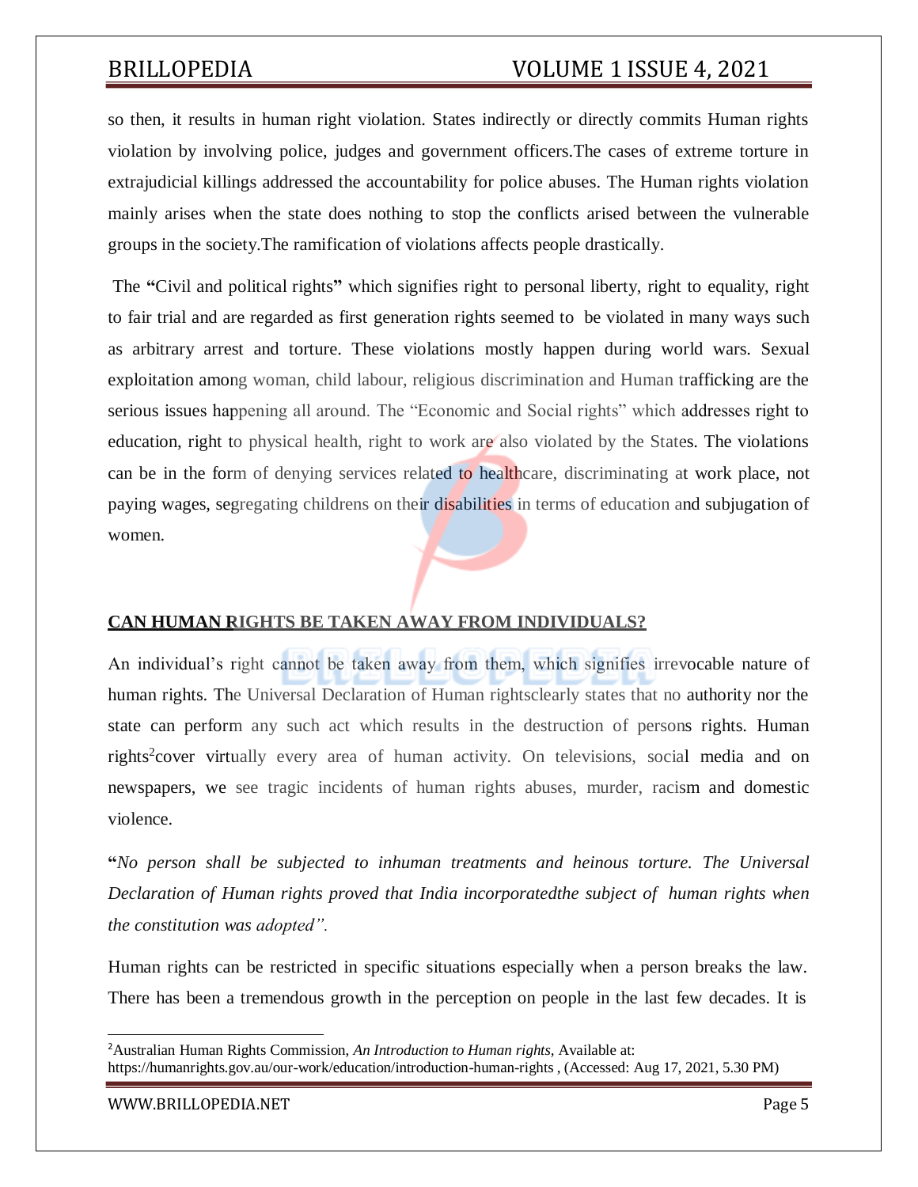so then, it results in human right violation. States indirectly or directly commits Human rights violation by involving police, judges and government officers.The cases of extreme torture in extrajudicial killings addressed the accountability for police abuses. The Human rights violation mainly arises when the state does nothing to stop the conflicts arised between the vulnerable groups in the society.The ramification of violations affects people drastically.

The **"**Civil and political rights**"** which signifies right to personal liberty, right to equality, right to fair trial and are regarded as first generation rights seemed to be violated in many ways such as arbitrary arrest and torture. These violations mostly happen during world wars. Sexual exploitation among woman, child labour, religious discrimination and Human trafficking are the serious issues happening all around. The "Economic and Social rights" which addresses right to education, right to physical health, right to work are also violated by the States. The violations can be in the form of denying services related to healthcare, discriminating at work place, not paying wages, segregating childrens on their disabilities in terms of education and subjugation of women.

## CAN HUMAN RIGHTS BE TAKEN AWAY FROM INDIVIDUALS?

An individual's right cannot be taken away from them, which signifies irrevocable nature of human rights. The Universal Declaration of Human rightsclearly states that no authority nor the state can perform any such act which results in the destruction of persons rights. Human rights[2]cover virtually every area of human activity. On televisions, social media and on newspapers, we see tragic incidents of human rights abuses, murder, racism and domestic violence.

**"***No person shall be subjected to inhuman treatments and heinous torture. The Universal Declaration of Human rights proved that India incorporatedthe subject of human rights when the constitution was adopted".*

Human rights can be restricted in specific situations especially when a person breaks the law. There has been a tremendous growth in the perception on people in the last few decades. It is

---

[2]Australian Human Rights Commission, *An Introduction to Human rights,* Available at: https://humanrights.gov.au/our-work/education/introduction-human-rights , (Accessed: Aug 17, 2021, 5.30 PM)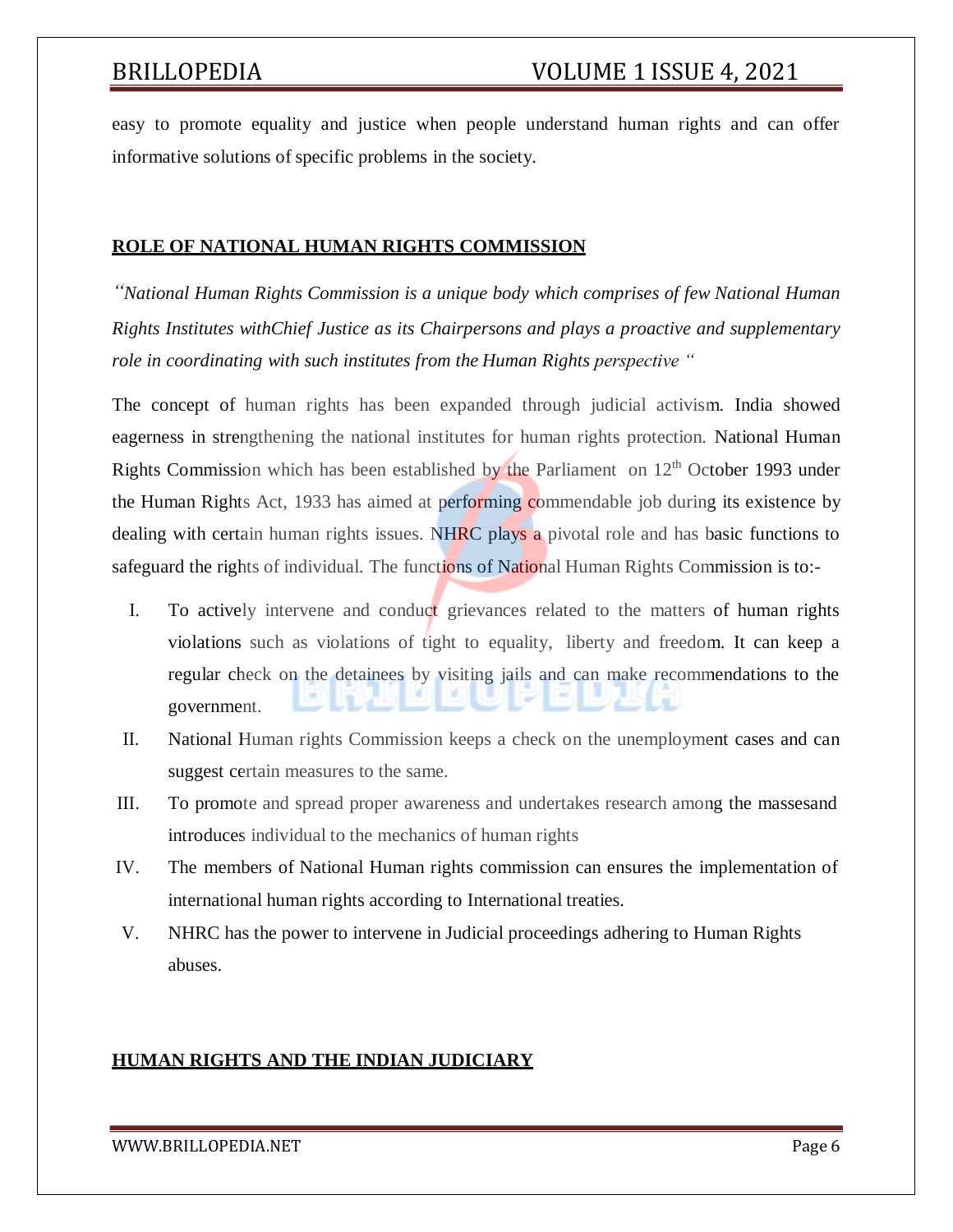easy to promote equality and justice when people understand human rights and can offer informative solutions of specific problems in the society.

## ROLE OF NATIONAL HUMAN RIGHTS COMMISSION

*"National Human Rights Commission is a unique body which comprises of few National Human Rights Institutes withChief Justice as its Chairpersons and plays a proactive and supplementary role in coordinating with such institutes from the Human Rights perspective "*

The concept of human rights has been expanded through judicial activism. India showed eagerness in strengthening the national institutes for human rights protection. National Human Rights Commission which has been established by the Parliament on 12th October 1993 under the Human Rights Act, 1933 has aimed at performing commendable job during its existence by dealing with certain human rights issues. NHRC plays a pivotal role and has basic functions to safeguard the rights of individual. The functions of National Human Rights Commission is to:-

I. To actively intervene and conduct grievances related to the matters of human rights violations such as violations of tight to equality, liberty and freedom. It can keep a regular check on the detainees by visiting jails and can make recommendations to the government.
II. National Human rights Commission keeps a check on the unemployment cases and can suggest certain measures to the same.
III. To promote and spread proper awareness and undertakes research among the massesand introduces individual to the mechanics of human rights
IV. The members of National Human rights commission can ensures the implementation of international human rights according to International treaties.
V. NHRC has the power to intervene in Judicial proceedings adhering to Human Rights abuses.

## HUMAN RIGHTS AND THE INDIAN JUDICIARY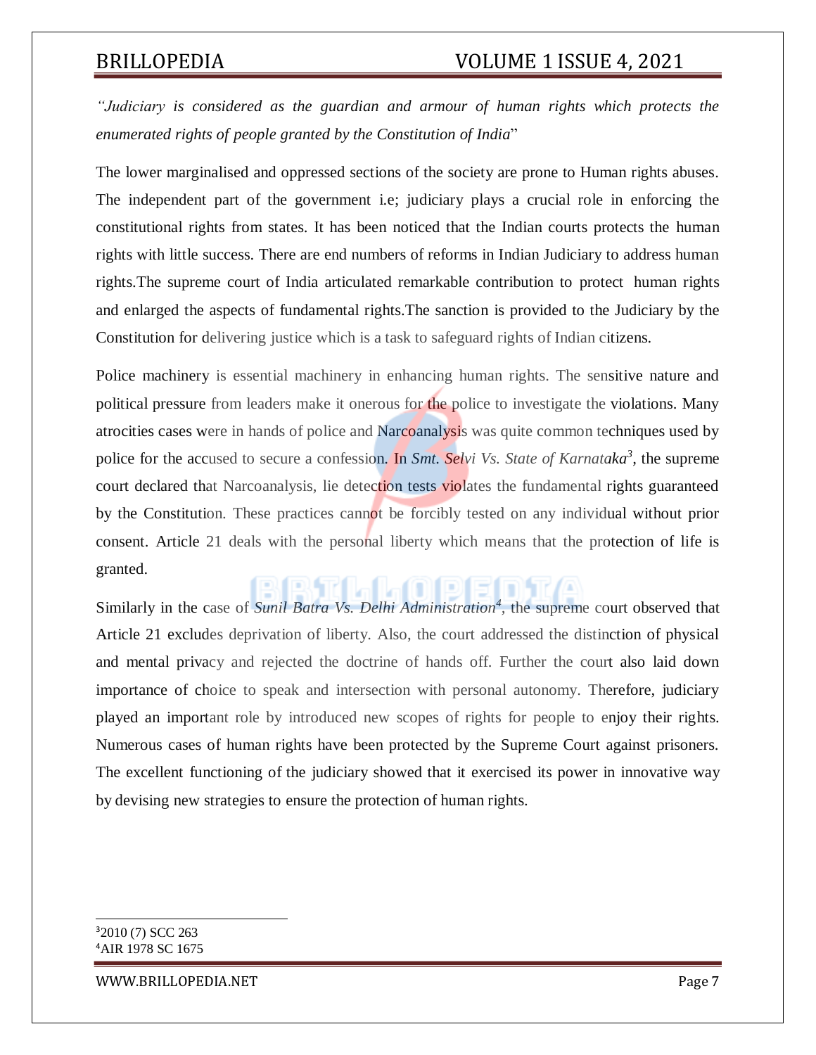*"Judiciary is considered as the guardian and armour of human rights which protects the enumerated rights of people granted by the Constitution of India*"

The lower marginalised and oppressed sections of the society are prone to Human rights abuses. The independent part of the government i.e; judiciary plays a crucial role in enforcing the constitutional rights from states. It has been noticed that the Indian courts protects the human rights with little success. There are end numbers of reforms in Indian Judiciary to address human rights.The supreme court of India articulated remarkable contribution to protect human rights and enlarged the aspects of fundamental rights.The sanction is provided to the Judiciary by the Constitution for delivering justice which is a task to safeguard rights of Indian citizens.

Police machinery is essential machinery in enhancing human rights. The sensitive nature and political pressure from leaders make it onerous for the police to investigate the violations. Many atrocities cases were in hands of police and Narcoanalysis was quite common techniques used by police for the accused to secure a confession. In *Smt. Selvi Vs. State of Karnataka*[3], the supreme court declared that Narcoanalysis, lie detection tests violates the fundamental rights guaranteed by the Constitution. These practices cannot be forcibly tested on any individual without prior consent. Article 21 deals with the personal liberty which means that the protection of life is granted.

Similarly in the case of *Sunil Batra Vs. Delhi Administration*[4], the supreme court observed that Article 21 excludes deprivation of liberty. Also, the court addressed the distinction of physical and mental privacy and rejected the doctrine of hands off. Further the court also laid down importance of choice to speak and intersection with personal autonomy. Therefore, judiciary played an important role by introduced new scopes of rights for people to enjoy their rights. Numerous cases of human rights have been protected by the Supreme Court against prisoners. The excellent functioning of the judiciary showed that it exercised its power in innovative way by devising new strategies to ensure the protection of human rights.

---

[3] 2010 (7) SCC 263

[4] AIR 1978 SC 1675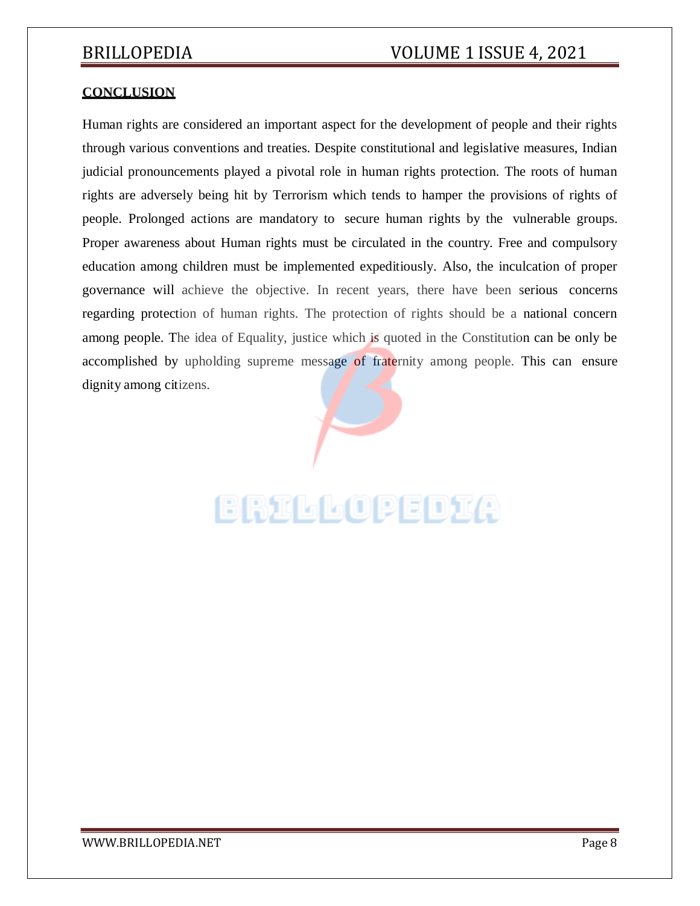## CONCLUSION

Human rights are considered an important aspect for the development of people and their rights through various conventions and treaties. Despite constitutional and legislative measures, Indian judicial pronouncements played a pivotal role in human rights protection. The roots of human rights are adversely being hit by Terrorism which tends to hamper the provisions of rights of people. Prolonged actions are mandatory to secure human rights by the vulnerable groups. Proper awareness about Human rights must be circulated in the country. Free and compulsory education among children must be implemented expeditiously. Also, the inculcation of proper governance will achieve the objective. In recent years, there have been serious concerns regarding protection of human rights. The protection of rights should be a national concern among people. The idea of Equality, justice which is quoted in the Constitution can be only be accomplished by upholding supreme message of fraternity among people. This can ensure dignity among citizens.